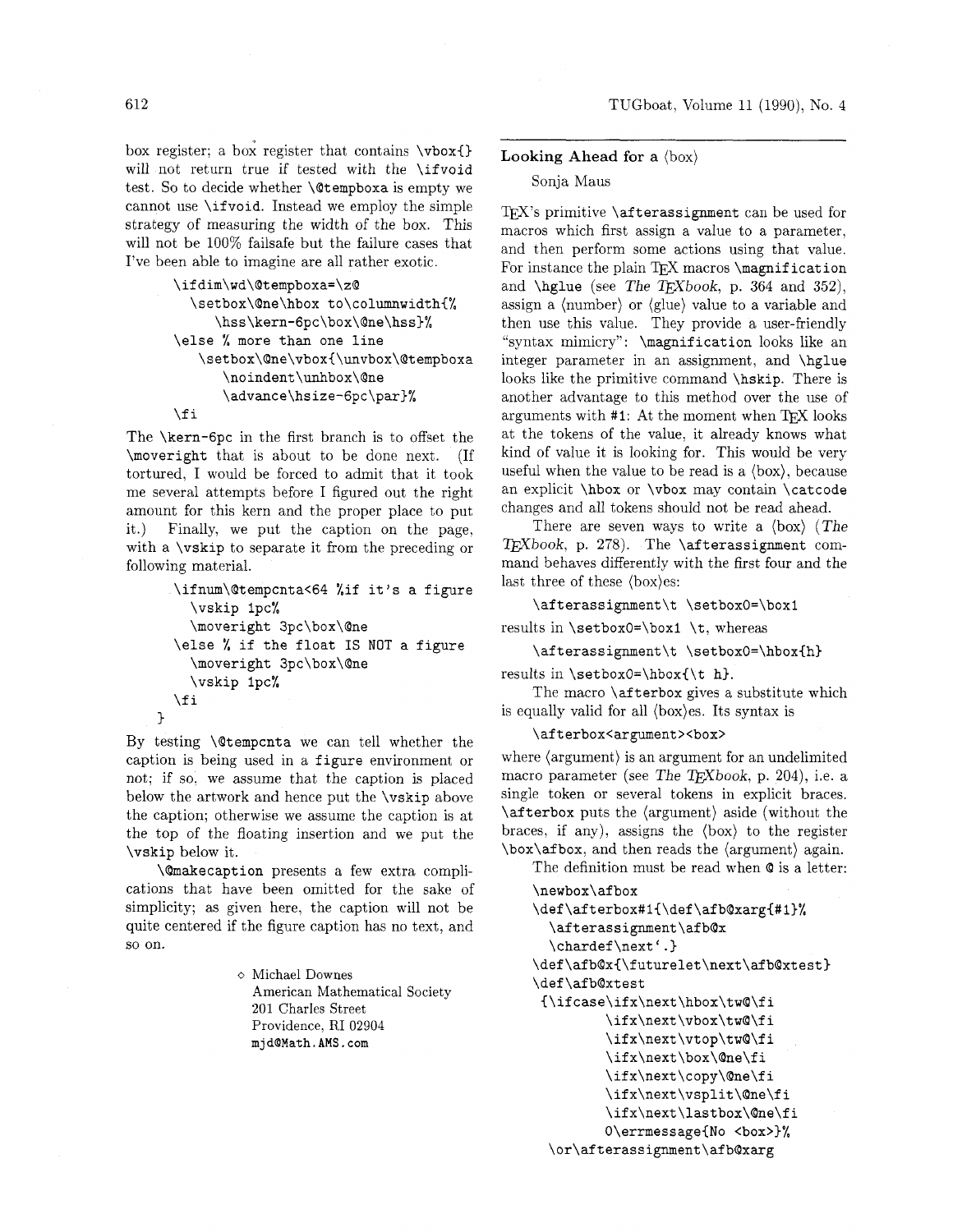box register; a box register that contains `\vbox{}` will not return true if tested with the `\ifvoid` test. So to decide whether `\@tempboxa` is empty we cannot use `\ifvoid`. Instead we employ the simple strategy of measuring the width of the box. This will not be 100% failsafe but the failure cases that I've been able to imagine are all rather exotic.

```
\ifdim\wd\@tempboxa=\z@
   \setbox\@ne\hbox to\columnwidth{%
      \hss\kern-6pc\box\@ne\hss}%
\else % more than one line
    \setbox\@ne\vbox{\unvbox\@tempboxa
       \noindent\unhbox\@ne
       \advance\hsize-6pc\par}%
\fi
```

The `\kern-6pc` in the first branch is to offset the `\moveright` that is about to be done next. (If tortured, I would be forced to admit that it took me several attempts before I figured out the right amount for this kern and the proper place to put it.) Finally, we put the caption on the page, with a `\vskip` to separate it from the preceding or following material.

```
 \ifnum\@tempcnta<64 %if it's a figure
   \vskip 1pc%
   \moveright 3pc\box\@ne
 \else % if the float IS NOT a figure
   \moveright 3pc\box\@ne
   \vskip 1pc%
 \fi
}
```

By testing `\@tempcnta` we can tell whether the caption is being used in a `figure` environment or not; if so, we assume that the caption is placed below the artwork and hence put the `\vskip` above the caption; otherwise we assume the caption is at the top of the floating insertion and we put the `\vskip` below it.

`\@makecaption` presents a few extra complications that have been omitted for the sake of simplicity; as given here, the caption will not be quite centered if the figure caption has no text, and so on.

◇ Michael Downes
American Mathematical Society
201 Charles Street
Providence, RI 02904
mjd@Math.AMS.com

## Looking Ahead for a ⟨box⟩

Sonja Maus

TeX's primitive `\afterassignment` can be used for macros which first assign a value to a parameter, and then perform some actions using that value. For instance the plain TeX macros `\magnification` and `\hglue` (see *The TeXbook*, p. 364 and 352), assign a ⟨number⟩ or ⟨glue⟩ value to a variable and then use this value. They provide a user-friendly "syntax mimicry": `\magnification` looks like an integer parameter in an assignment, and `\hglue` looks like the primitive command `\hskip`. There is another advantage to this method over the use of arguments with `#1`: At the moment when TeX looks at the tokens of the value, it already knows what kind of value it is looking for. This would be very useful when the value to be read is a ⟨box⟩, because an explicit `\hbox` or `\vbox` may contain `\catcode` changes and all tokens should not be read ahead.

There are seven ways to write a ⟨box⟩ (*The TeXbook*, p. 278). The `\afterassignment` command behaves differently with the first four and the last three of these ⟨box⟩es:

```
\afterassignment\t \setbox0=\box1
```

results in `\setbox0=\box1 \t`, whereas

```
\afterassignment\t \setbox0=\hbox{h}
```

results in `\setbox0=\hbox{\t h}`.

The macro `\afterbox` gives a substitute which is equally valid for all ⟨box⟩es. Its syntax is

```
\afterbox<argument><box>
```

where ⟨argument⟩ is an argument for an undelimited macro parameter (see *The TeXbook*, p. 204), i.e. a single token or several tokens in explicit braces. `\afterbox` puts the ⟨argument⟩ aside (without the braces, if any), assigns the ⟨box⟩ to the register `\box\afbox`, and then reads the ⟨argument⟩ again.

The definition must be read when `@` is a letter:

```
\newbox\afbox
\def\afterbox#1{\def\afb@xarg{#1}%
  \afterassignment\afb@x
  \chardef\next`.}
\def\afb@x{\futurelet\next\afb@xtest}
\def\afb@xtest
 {\ifcase\ifx\next\hbox\tw@\fi
        \ifx\next\vbox\tw@\fi
        \ifx\next\vtop\tw@\fi
        \ifx\next\box\@ne\fi
        \ifx\next\copy\@ne\fi
        \ifx\next\vsplit\@ne\fi
        \ifx\next\lastbox\@ne\fi
        0\errmessage{No <box>}%
  \or\afterassignment\afb@xarg
```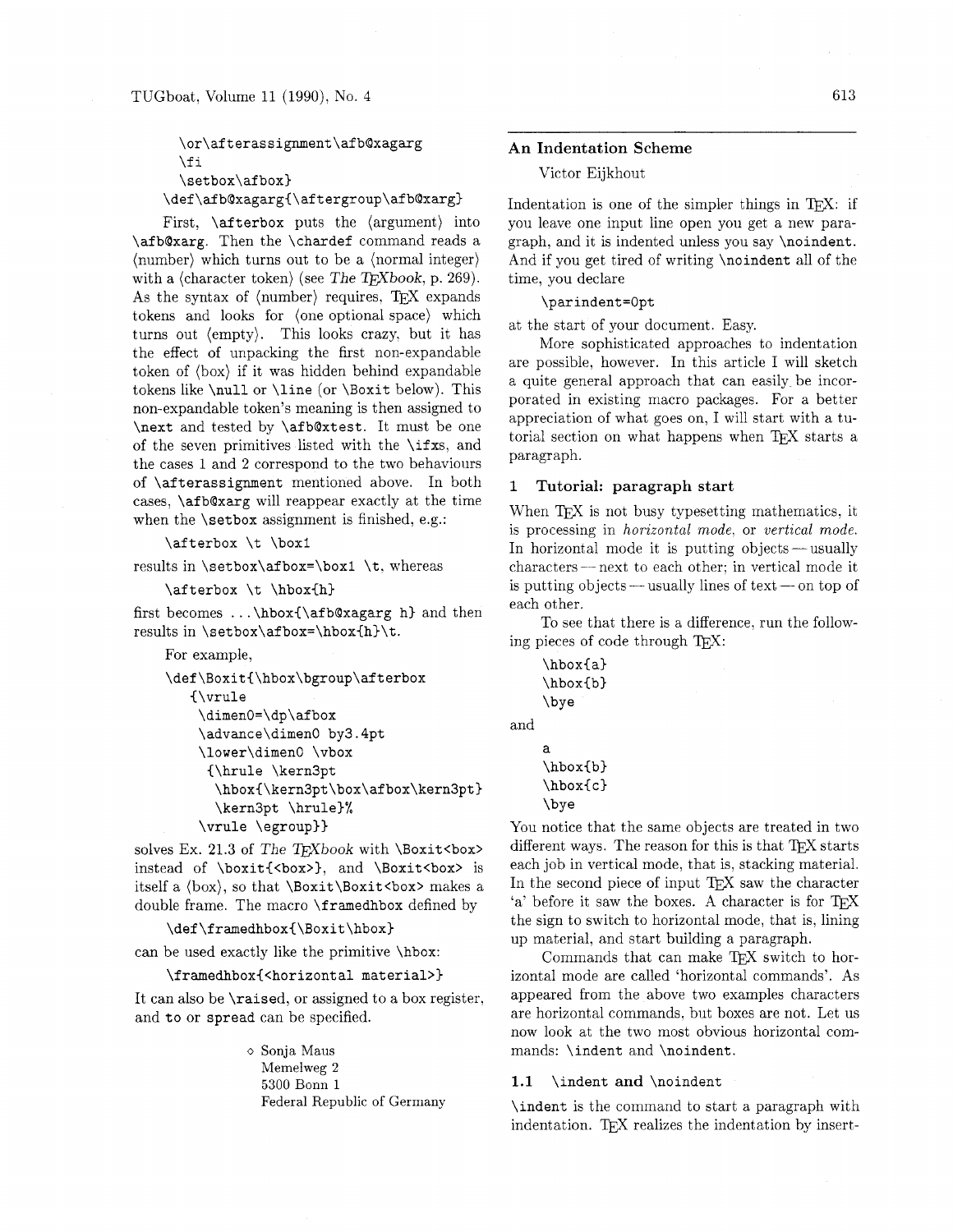```
\or\afterassignment\afb@xagarg
\fi
\setbox\afbox}
\def\afb@xagarg{\aftergroup\afb@xarg}
```

First, `\afterbox` puts the ⟨argument⟩ into `\afb@xarg`. Then the `\chardef` command reads a ⟨number⟩ which turns out to be a ⟨normal integer⟩ with a ⟨character token⟩ (see *The TEXbook*, p. 269). As the syntax of ⟨number⟩ requires, TEX expands tokens and looks for ⟨one optional space⟩ which turns out ⟨empty⟩. This looks crazy, but it has the effect of unpacking the first non-expandable token of ⟨box⟩ if it was hidden behind expandable tokens like `\null` or `\line` (or `\Boxit` below). This non-expandable token's meaning is then assigned to `\next` and tested by `\afb@xtest`. It must be one of the seven primitives listed with the `\ifx`s, and the cases 1 and 2 correspond to the two behaviours of `\afterassignment` mentioned above. In both cases, `\afb@xarg` will reappear exactly at the time when the `\setbox` assignment is finished, e.g.:

```
\afterbox \t \box1
```

results in `\setbox\afbox=\box1 \t`, whereas

```
\afterbox \t \hbox{h}
```

first becomes `...\hbox{\afb@xagarg h}` and then results in `\setbox\afbox=\hbox{h}\t`.

For example,

```
\def\Boxit{\hbox\bgroup\afterbox
   {\vrule
    \dimen0=\dp\afbox
    \advance\dimen0 by3.4pt
    \lower\dimen0 \vbox
     {\hrule \kern3pt
      \hbox{\kern3pt\box\afbox\kern3pt}
      \kern3pt \hrule}%
    \vrule \egroup}}
```

solves Ex. 21.3 of *The TEXbook* with `\Boxit<box>` instead of `\boxit{<box>}`, and `\Boxit<box>` is itself a ⟨box⟩, so that `\Boxit\Boxit<box>` makes a double frame. The macro `\framedhbox` defined by

```
\def\framedhbox{\Boxit\hbox}
```

can be used exactly like the primitive `\hbox`:

```
\framedhbox{<horizontal material>}
```

It can also be `\raise`d, or assigned to a box register, and `to` or `spread` can be specified.

◇ Sonja Maus
Memelweg 2
5300 Bonn 1
Federal Republic of Germany

---

## An Indentation Scheme

Victor Eijkhout

Indentation is one of the simpler things in TEX: if you leave one input line open you get a new paragraph, and it is indented unless you say `\noindent`. And if you get tired of writing `\noindent` all of the time, you declare

```
\parindent=0pt
```

at the start of your document. Easy.

More sophisticated approaches to indentation are possible, however. In this article I will sketch a quite general approach that can easily be incorporated in existing macro packages. For a better appreciation of what goes on, I will start with a tutorial section on what happens when TEX starts a paragraph.

### 1 Tutorial: paragraph start

When TEX is not busy typesetting mathematics, it is processing in *horizontal mode*, or *vertical mode*. In horizontal mode it is putting objects — usually characters — next to each other; in vertical mode it is putting objects — usually lines of text — on top of each other.

To see that there is a difference, run the following pieces of code through TEX:

```
\hbox{a}
\hbox{b}
\bye
```

and

```
a
\hbox{b}
\hbox{c}
\bye
```

You notice that the same objects are treated in two different ways. The reason for this is that TEX starts each job in vertical mode, that is, stacking material. In the second piece of input TEX saw the character 'a' before it saw the boxes. A character is for TEX the sign to switch to horizontal mode, that is, lining up material, and start building a paragraph.

Commands that can make TEX switch to horizontal mode are called 'horizontal commands'. As appeared from the above two examples characters are horizontal commands, but boxes are not. Let us now look at the two most obvious horizontal commands: `\indent` and `\noindent`.

#### 1.1 `\indent` and `\noindent`

`\indent` is the command to start a paragraph with indentation. TEX realizes the indentation by insert-